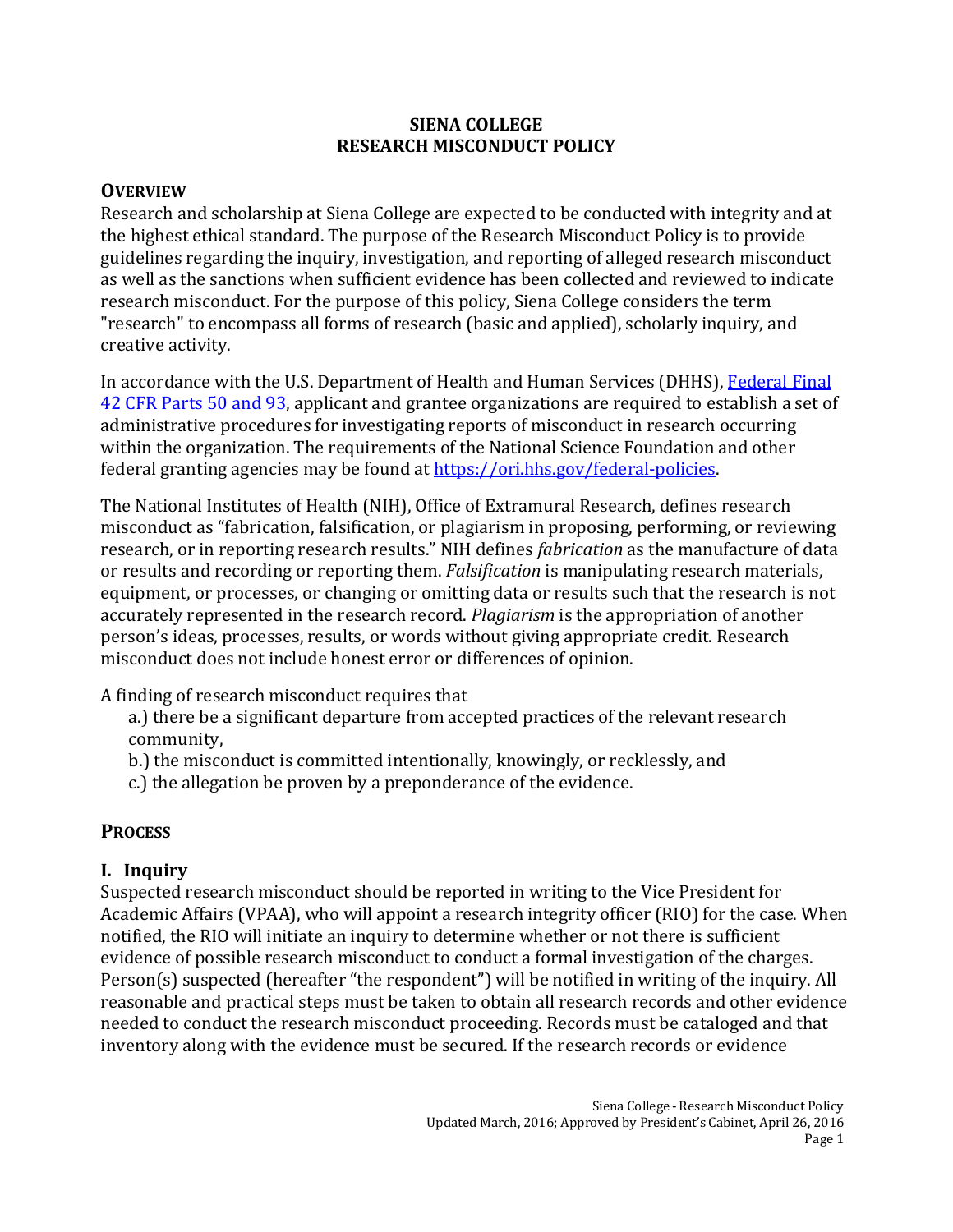# SIENA COLLEGE
# RESEARCH MISCONDUCT POLICY

## OVERVIEW

Research and scholarship at Siena College are expected to be conducted with integrity and at the highest ethical standard. The purpose of the Research Misconduct Policy is to provide guidelines regarding the inquiry, investigation, and reporting of alleged research misconduct as well as the sanctions when sufficient evidence has been collected and reviewed to indicate research misconduct. For the purpose of this policy, Siena College considers the term "research" to encompass all forms of research (basic and applied), scholarly inquiry, and creative activity.

In accordance with the U.S. Department of Health and Human Services (DHHS), [Federal Final 42 CFR Parts 50 and 93](), applicant and grantee organizations are required to establish a set of administrative procedures for investigating reports of misconduct in research occurring within the organization. The requirements of the National Science Foundation and other federal granting agencies may be found at [https://ori.hhs.gov/federal-policies](https://ori.hhs.gov/federal-policies).

The National Institutes of Health (NIH), Office of Extramural Research, defines research misconduct as "fabrication, falsification, or plagiarism in proposing, performing, or reviewing research, or in reporting research results." NIH defines *fabrication* as the manufacture of data or results and recording or reporting them. *Falsification* is manipulating research materials, equipment, or processes, or changing or omitting data or results such that the research is not accurately represented in the research record. *Plagiarism* is the appropriation of another person's ideas, processes, results, or words without giving appropriate credit. Research misconduct does not include honest error or differences of opinion.

A finding of research misconduct requires that

a.) there be a significant departure from accepted practices of the relevant research community,
b.) the misconduct is committed intentionally, knowingly, or recklessly, and
c.) the allegation be proven by a preponderance of the evidence.

## PROCESS

### I. Inquiry

Suspected research misconduct should be reported in writing to the Vice President for Academic Affairs (VPAA), who will appoint a research integrity officer (RIO) for the case. When notified, the RIO will initiate an inquiry to determine whether or not there is sufficient evidence of possible research misconduct to conduct a formal investigation of the charges. Person(s) suspected (hereafter "the respondent") will be notified in writing of the inquiry. All reasonable and practical steps must be taken to obtain all research records and other evidence needed to conduct the research misconduct proceeding. Records must be cataloged and that inventory along with the evidence must be secured. If the research records or evidence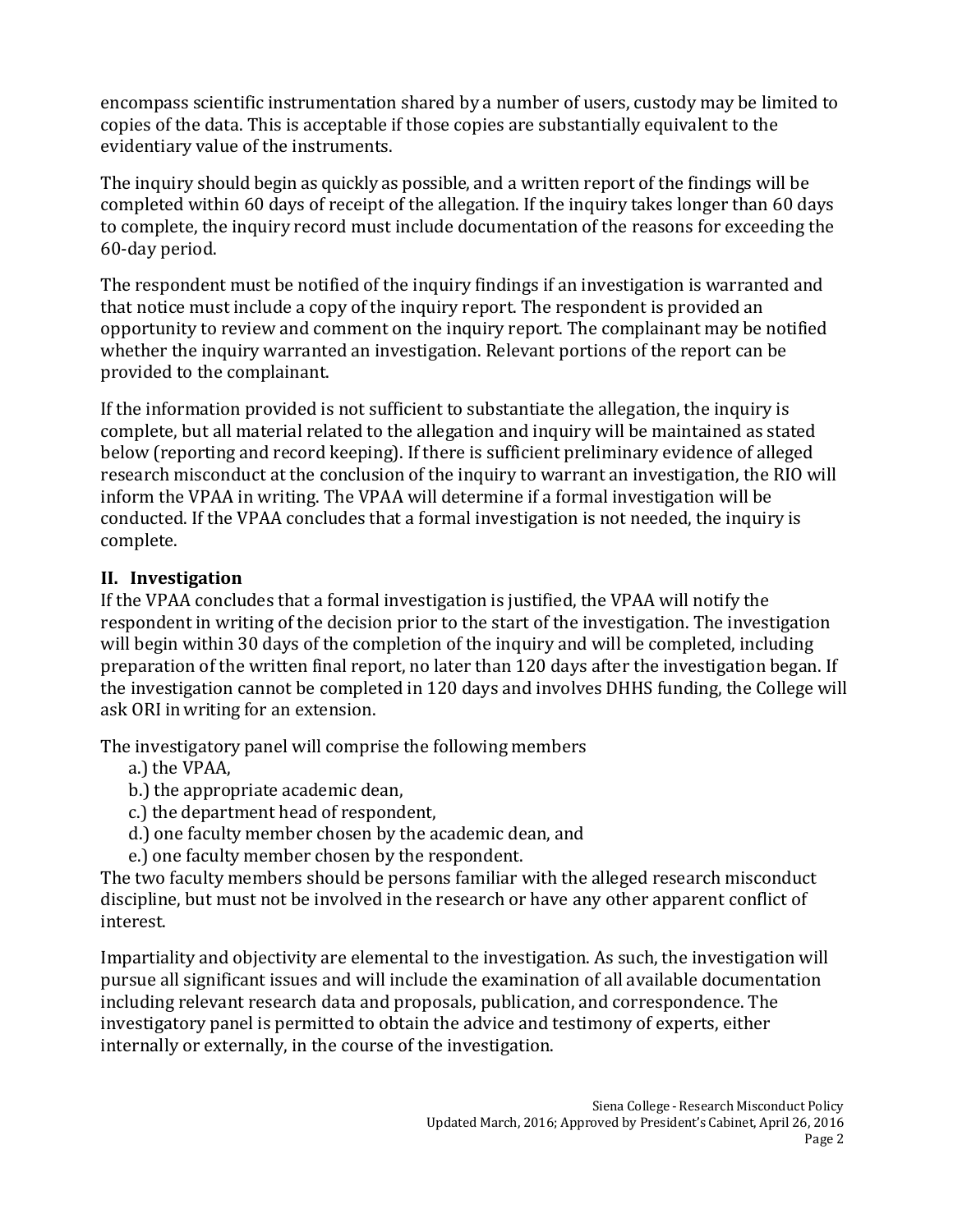encompass scientific instrumentation shared by a number of users, custody may be limited to copies of the data. This is acceptable if those copies are substantially equivalent to the evidentiary value of the instruments.

The inquiry should begin as quickly as possible, and a written report of the findings will be completed within 60 days of receipt of the allegation. If the inquiry takes longer than 60 days to complete, the inquiry record must include documentation of the reasons for exceeding the 60-day period.

The respondent must be notified of the inquiry findings if an investigation is warranted and that notice must include a copy of the inquiry report. The respondent is provided an opportunity to review and comment on the inquiry report. The complainant may be notified whether the inquiry warranted an investigation. Relevant portions of the report can be provided to the complainant.

If the information provided is not sufficient to substantiate the allegation, the inquiry is complete, but all material related to the allegation and inquiry will be maintained as stated below (reporting and record keeping). If there is sufficient preliminary evidence of alleged research misconduct at the conclusion of the inquiry to warrant an investigation, the RIO will inform the VPAA in writing. The VPAA will determine if a formal investigation will be conducted. If the VPAA concludes that a formal investigation is not needed, the inquiry is complete.

## II. Investigation

If the VPAA concludes that a formal investigation is justified, the VPAA will notify the respondent in writing of the decision prior to the start of the investigation. The investigation will begin within 30 days of the completion of the inquiry and will be completed, including preparation of the written final report, no later than 120 days after the investigation began. If the investigation cannot be completed in 120 days and involves DHHS funding, the College will ask ORI in writing for an extension.

The investigatory panel will comprise the following members

a.) the VPAA,
b.) the appropriate academic dean,
c.) the department head of respondent,
d.) one faculty member chosen by the academic dean, and
e.) one faculty member chosen by the respondent.

The two faculty members should be persons familiar with the alleged research misconduct discipline, but must not be involved in the research or have any other apparent conflict of interest.

Impartiality and objectivity are elemental to the investigation. As such, the investigation will pursue all significant issues and will include the examination of all available documentation including relevant research data and proposals, publication, and correspondence. The investigatory panel is permitted to obtain the advice and testimony of experts, either internally or externally, in the course of the investigation.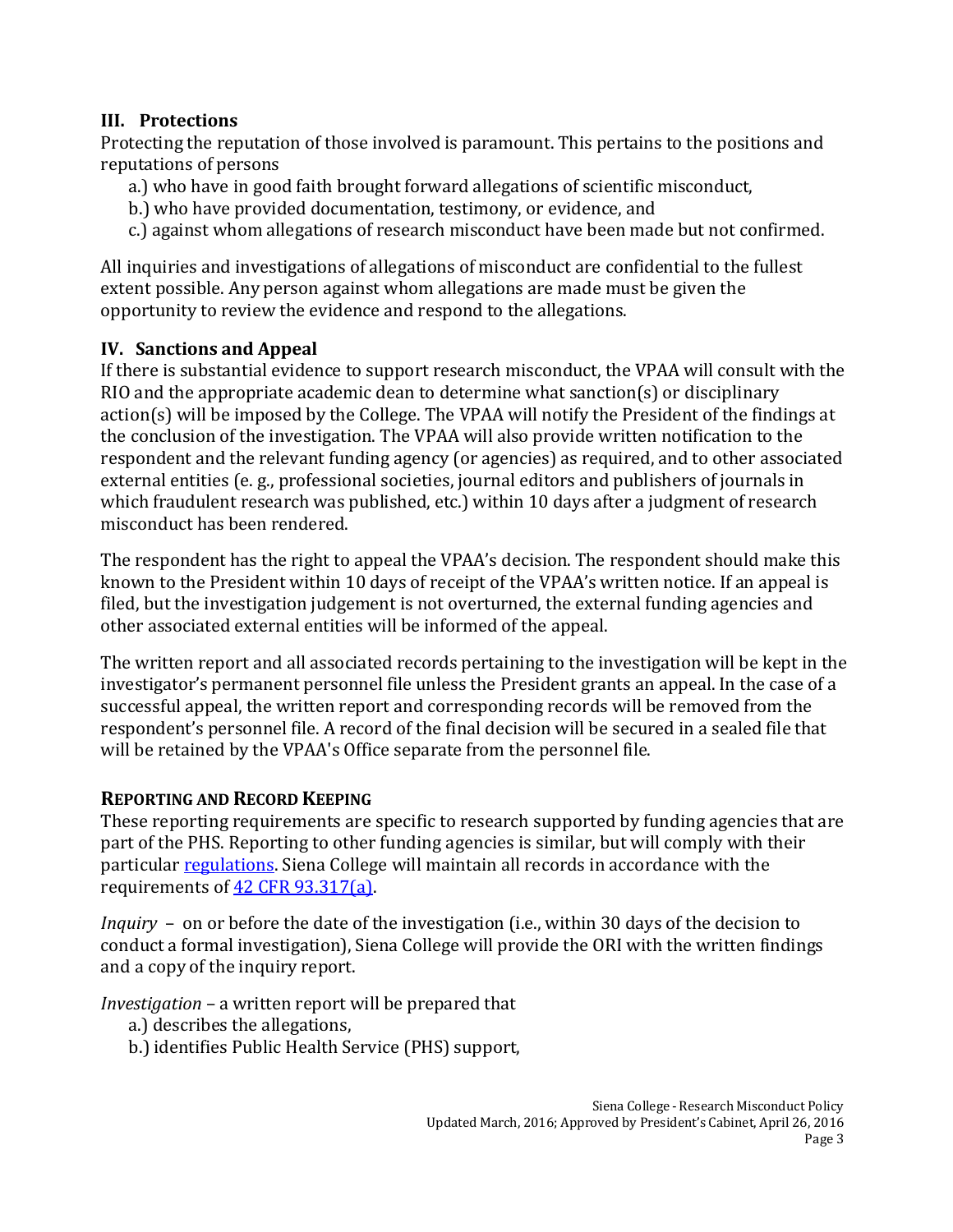### III. Protections

Protecting the reputation of those involved is paramount. This pertains to the positions and reputations of persons

a.) who have in good faith brought forward allegations of scientific misconduct,
b.) who have provided documentation, testimony, or evidence, and
c.) against whom allegations of research misconduct have been made but not confirmed.

All inquiries and investigations of allegations of misconduct are confidential to the fullest extent possible. Any person against whom allegations are made must be given the opportunity to review the evidence and respond to the allegations.

### IV. Sanctions and Appeal

If there is substantial evidence to support research misconduct, the VPAA will consult with the RIO and the appropriate academic dean to determine what sanction(s) or disciplinary action(s) will be imposed by the College. The VPAA will notify the President of the findings at the conclusion of the investigation. The VPAA will also provide written notification to the respondent and the relevant funding agency (or agencies) as required, and to other associated external entities (e. g., professional societies, journal editors and publishers of journals in which fraudulent research was published, etc.) within 10 days after a judgment of research misconduct has been rendered.

The respondent has the right to appeal the VPAA's decision. The respondent should make this known to the President within 10 days of receipt of the VPAA's written notice. If an appeal is filed, but the investigation judgement is not overturned, the external funding agencies and other associated external entities will be informed of the appeal.

The written report and all associated records pertaining to the investigation will be kept in the investigator's permanent personnel file unless the President grants an appeal. In the case of a successful appeal, the written report and corresponding records will be removed from the respondent's personnel file. A record of the final decision will be secured in a sealed file that will be retained by the VPAA's Office separate from the personnel file.

## REPORTING AND RECORD KEEPING

These reporting requirements are specific to research supported by funding agencies that are part of the PHS. Reporting to other funding agencies is similar, but will comply with their particular regulations. Siena College will maintain all records in accordance with the requirements of 42 CFR 93.317(a).

*Inquiry* – on or before the date of the investigation (i.e., within 30 days of the decision to conduct a formal investigation), Siena College will provide the ORI with the written findings and a copy of the inquiry report.

*Investigation* – a written report will be prepared that

a.) describes the allegations,
b.) identifies Public Health Service (PHS) support,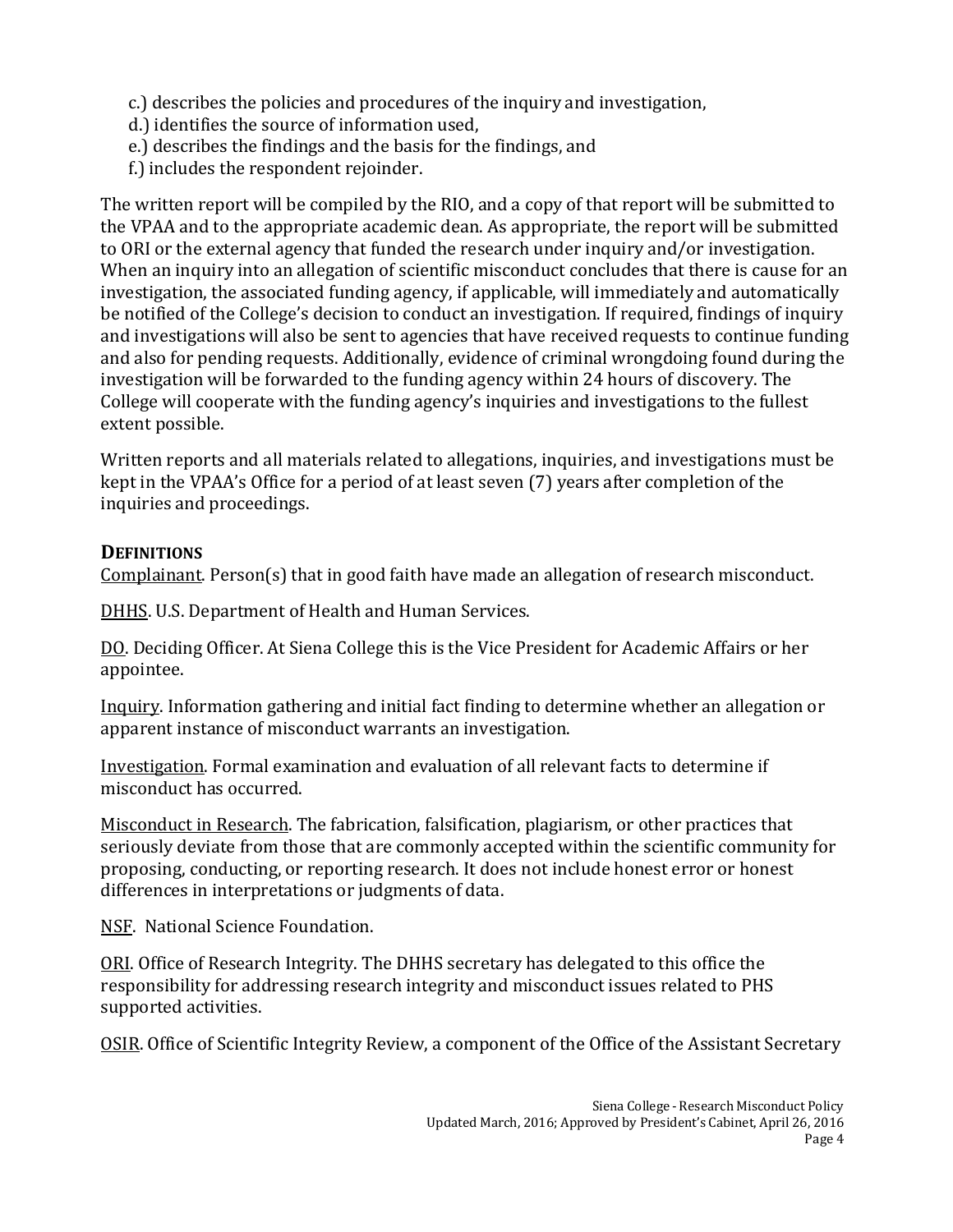c.) describes the policies and procedures of the inquiry and investigation,
d.) identifies the source of information used,
e.) describes the findings and the basis for the findings, and
f.) includes the respondent rejoinder.

The written report will be compiled by the RIO, and a copy of that report will be submitted to the VPAA and to the appropriate academic dean. As appropriate, the report will be submitted to ORI or the external agency that funded the research under inquiry and/or investigation. When an inquiry into an allegation of scientific misconduct concludes that there is cause for an investigation, the associated funding agency, if applicable, will immediately and automatically be notified of the College's decision to conduct an investigation. If required, findings of inquiry and investigations will also be sent to agencies that have received requests to continue funding and also for pending requests. Additionally, evidence of criminal wrongdoing found during the investigation will be forwarded to the funding agency within 24 hours of discovery. The College will cooperate with the funding agency's inquiries and investigations to the fullest extent possible.

Written reports and all materials related to allegations, inquiries, and investigations must be kept in the VPAA's Office for a period of at least seven (7) years after completion of the inquiries and proceedings.

## DEFINITIONS

Complainant. Person(s) that in good faith have made an allegation of research misconduct.

DHHS. U.S. Department of Health and Human Services.

DO. Deciding Officer. At Siena College this is the Vice President for Academic Affairs or her appointee.

Inquiry. Information gathering and initial fact finding to determine whether an allegation or apparent instance of misconduct warrants an investigation.

Investigation. Formal examination and evaluation of all relevant facts to determine if misconduct has occurred.

Misconduct in Research. The fabrication, falsification, plagiarism, or other practices that seriously deviate from those that are commonly accepted within the scientific community for proposing, conducting, or reporting research. It does not include honest error or honest differences in interpretations or judgments of data.

NSF. National Science Foundation.

ORI. Office of Research Integrity. The DHHS secretary has delegated to this office the responsibility for addressing research integrity and misconduct issues related to PHS supported activities.

OSIR. Office of Scientific Integrity Review, a component of the Office of the Assistant Secretary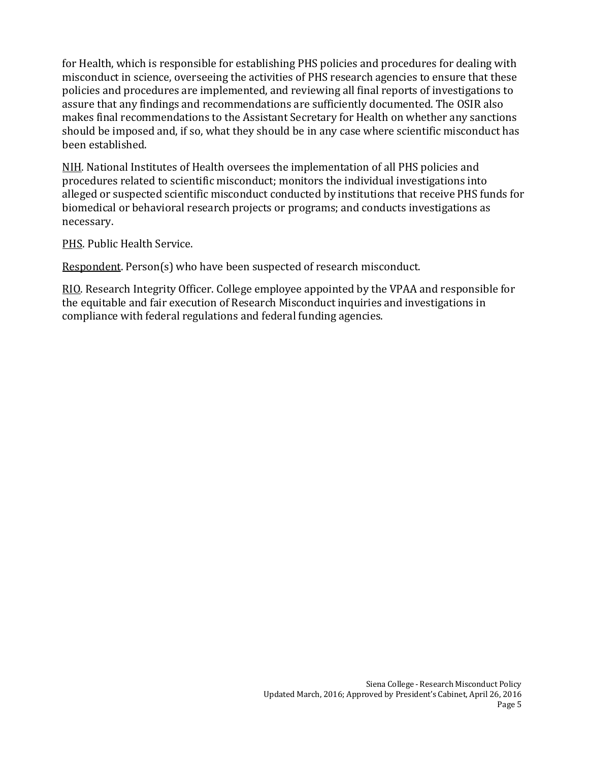for Health, which is responsible for establishing PHS policies and procedures for dealing with misconduct in science, overseeing the activities of PHS research agencies to ensure that these policies and procedures are implemented, and reviewing all final reports of investigations to assure that any findings and recommendations are sufficiently documented. The OSIR also makes final recommendations to the Assistant Secretary for Health on whether any sanctions should be imposed and, if so, what they should be in any case where scientific misconduct has been established.

<u>NIH</u>. National Institutes of Health oversees the implementation of all PHS policies and procedures related to scientific misconduct; monitors the individual investigations into alleged or suspected scientific misconduct conducted by institutions that receive PHS funds for biomedical or behavioral research projects or programs; and conducts investigations as necessary.

<u>PHS</u>. Public Health Service.

<u>Respondent</u>. Person(s) who have been suspected of research misconduct.

<u>RIO</u>. Research Integrity Officer. College employee appointed by the VPAA and responsible for the equitable and fair execution of Research Misconduct inquiries and investigations in compliance with federal regulations and federal funding agencies.